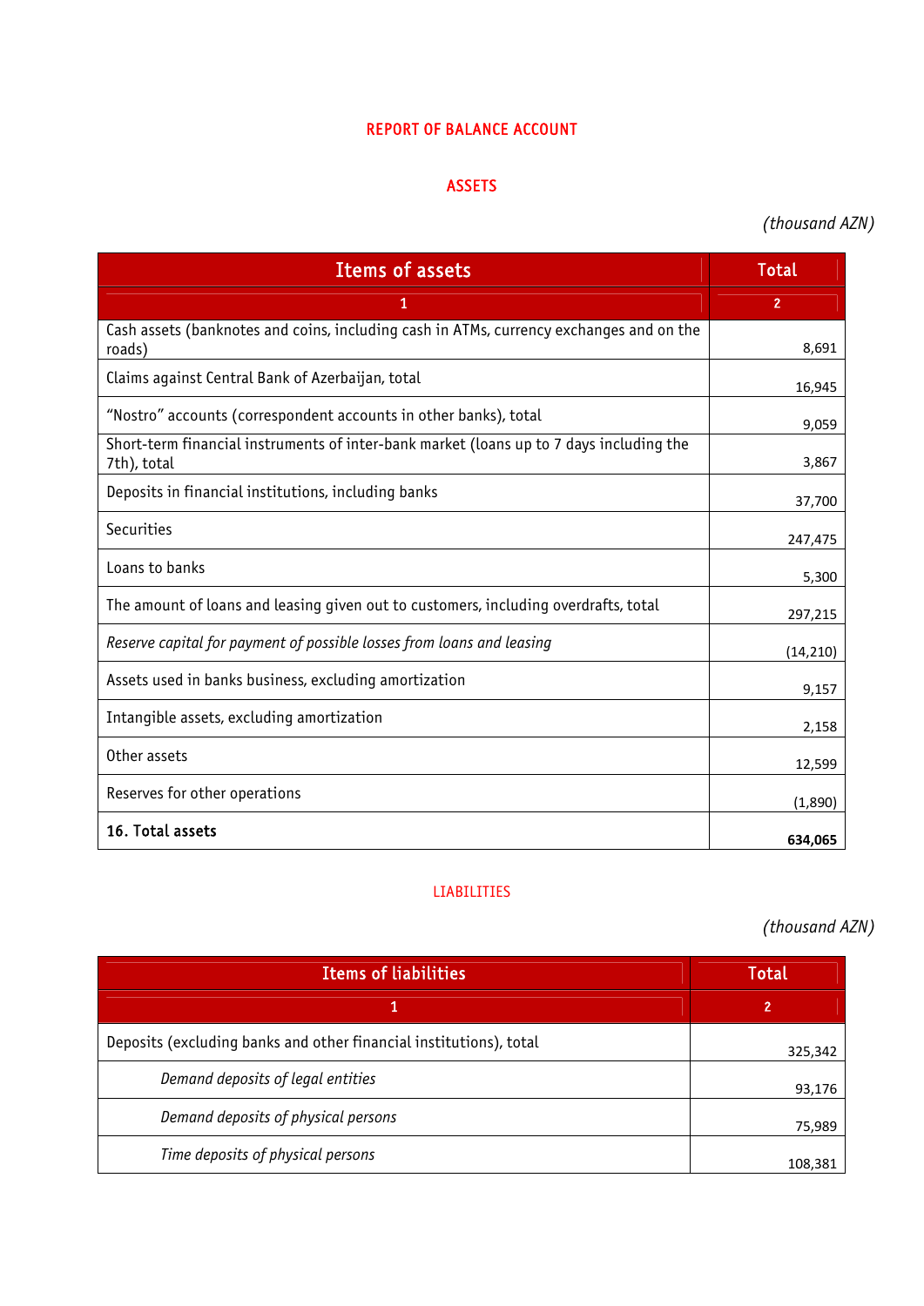# REPORT OF BALANCE ACCOUNT

## ASSETS

*(thousand AZN)*

| Items of assets | Total |
|---|---|
| 1 | 2 |
| Cash assets (banknotes and coins, including cash in ATMs, currency exchanges and on the roads) | 8,691 |
| Claims against Central Bank of Azerbaijan, total | 16,945 |
| "Nostro" accounts (correspondent accounts in other banks), total | 9,059 |
| Short-term financial instruments of inter-bank market (loans up to 7 days including the 7th), total | 3,867 |
| Deposits in financial institutions, including banks | 37,700 |
| Securities | 247,475 |
| Loans to banks | 5,300 |
| The amount of loans and leasing given out to customers, including overdrafts, total | 297,215 |
| *Reserve capital for payment of possible losses from loans and leasing* | (14,210) |
| Assets used in banks business, excluding amortization | 9,157 |
| Intangible assets, excluding amortization | 2,158 |
| Other assets | 12,599 |
| Reserves for other operations | (1,890) |
| **16. Total assets** | **634,065** |

## LIABILITIES

*(thousand AZN)*

| Items of liabilities | Total |
|---|---|
| 1 | 2 |
| Deposits (excluding banks and other financial institutions), total | 325,342 |
| *Demand deposits of legal entities* | 93,176 |
| *Demand deposits of physical persons* | 75,989 |
| *Time deposits of physical persons* | 108,381 |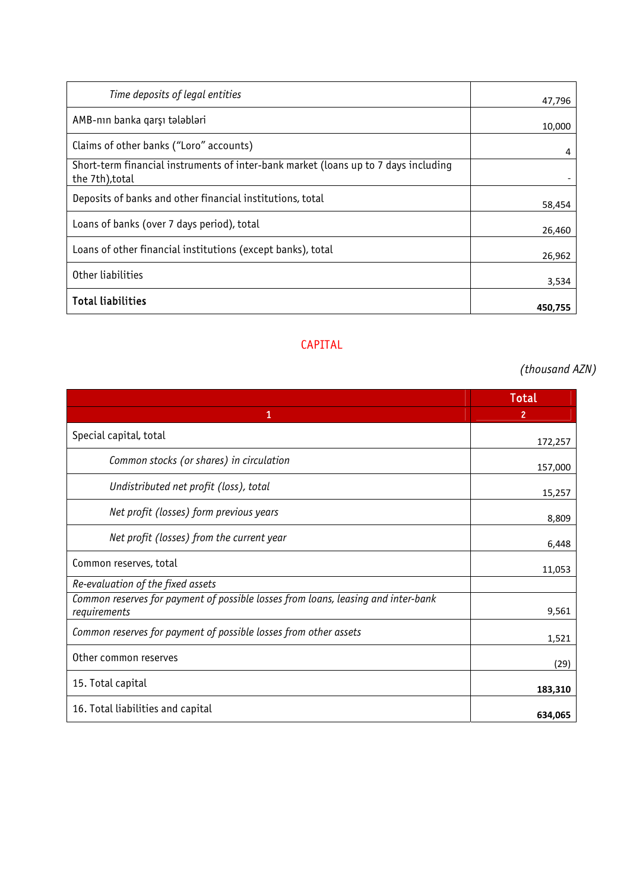| | |
|---|---|
| *Time deposits of legal entities* | 47,796 |
| AMB-nın banka qarşı tələbləri | 10,000 |
| Claims of other banks (“Loro” accounts) | 4 |
| Short-term financial instruments of inter-bank market (loans up to 7 days including the 7th),total | - |
| Deposits of banks and other financial institutions, total | 58,454 |
| Loans of banks (over 7 days period), total | 26,460 |
| Loans of other financial institutions (except banks), total | 26,962 |
| Other liabilities | 3,534 |
| **Total liabilities** | **450,755** |

## CAPITAL

*(thousand AZN)*

| | Total |
|---|---|
| 1 | 2 |
| Special capital, total | 172,257 |
| *Common stocks (or shares) in circulation* | 157,000 |
| *Undistributed net profit (loss), total* | 15,257 |
| *Net profit (losses) form previous years* | 8,809 |
| *Net profit (losses) from the current year* | 6,448 |
| Common reserves, total | 11,053 |
| *Re-evaluation of the fixed assets* | |
| *Common reserves for payment of possible losses from loans, leasing and inter-bank requirements* | 9,561 |
| *Common reserves for payment of possible losses from other assets* | 1,521 |
| Other common reserves | (29) |
| 15. Total capital | **183,310** |
| 16. Total liabilities and capital | **634,065** |